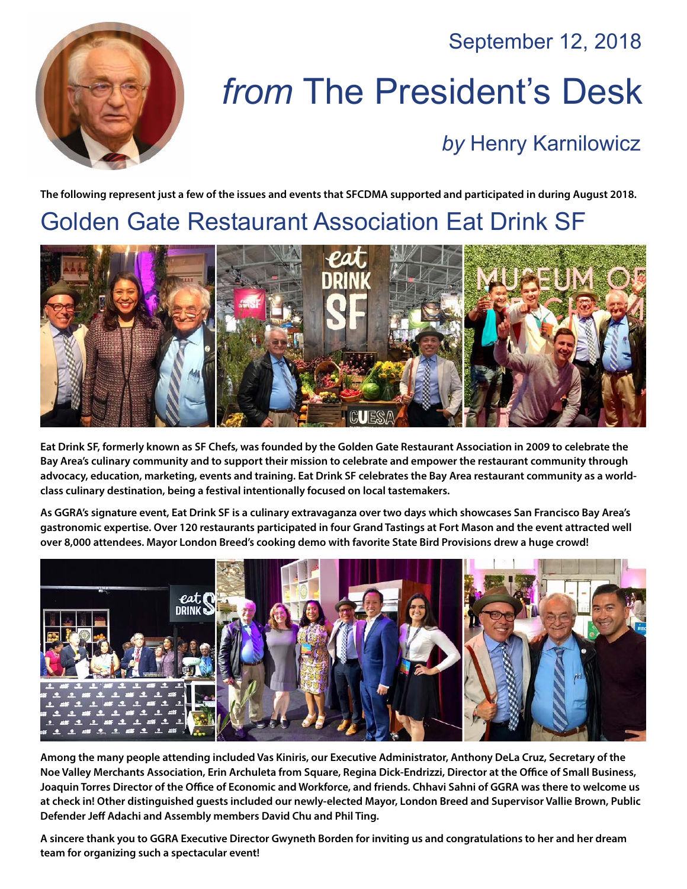September 12, 2018

# *from* The President's Desk

## *by* Henry Karnilowicz

**The following represent just a few of the issues and events that SFCDMA supported and participated in during August 2018.**

## Golden Gate Restaurant Association Eat Drink SF

**Eat Drink SF, formerly known as SF Chefs, was founded by the Golden Gate Restaurant Association in 2009 to celebrate the Bay Area's culinary community and to support their mission to celebrate and empower the restaurant community through advocacy, education, marketing, events and training. Eat Drink SF celebrates the Bay Area restaurant community as a world-class culinary destination, being a festival intentionally focused on local tastemakers.**

**As GGRA's signature event, Eat Drink SF is a culinary extravaganza over two days which showcases San Francisco Bay Area's gastronomic expertise. Over 120 restaurants participated in four Grand Tastings at Fort Mason and the event attracted well over 8,000 attendees. Mayor London Breed's cooking demo with favorite State Bird Provisions drew a huge crowd!**

**Among the many people attending included Vas Kiniris, our Executive Administrator, Anthony DeLa Cruz, Secretary of the Noe Valley Merchants Association, Erin Archuleta from Square, Regina Dick-Endrizzi, Director at the Office of Small Business, Joaquin Torres Director of the Office of Economic and Workforce, and friends. Chhavi Sahni of GGRA was there to welcome us at check in! Other distinguished guests included our newly-elected Mayor, London Breed and Supervisor Vallie Brown, Public Defender Jeff Adachi and Assembly members David Chu and Phil Ting.**

**A sincere thank you to GGRA Executive Director Gwyneth Borden for inviting us and congratulations to her and her dream team for organizing such a spectacular event!**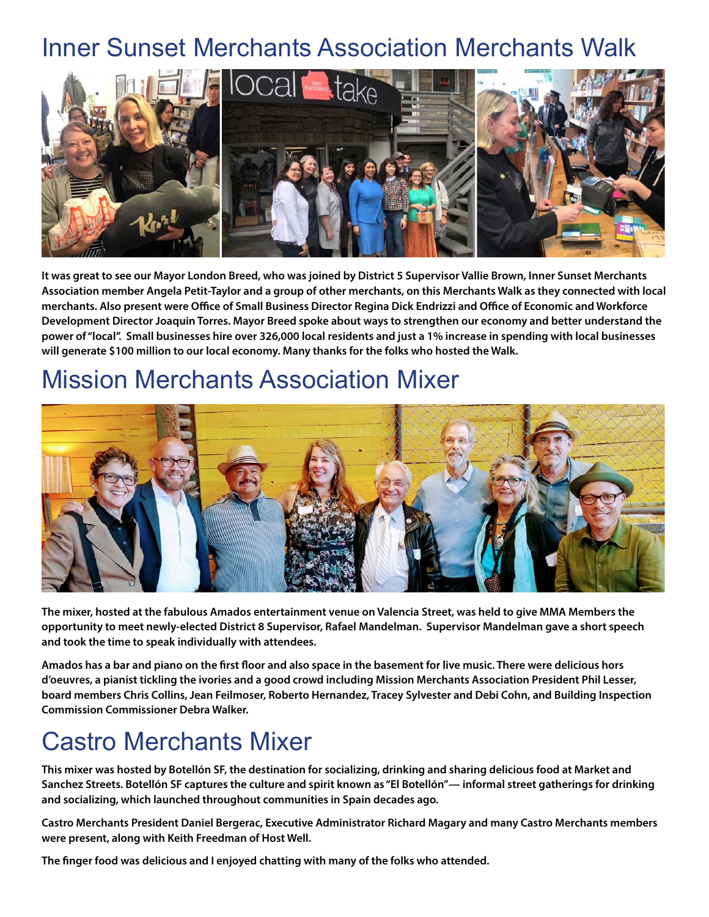# Inner Sunset Merchants Association Merchants Walk

**It was great to see our Mayor London Breed, who was joined by District 5 Supervisor Vallie Brown, Inner Sunset Merchants Association member Angela Petit-Taylor and a group of other merchants, on this Merchants Walk as they connected with local merchants. Also present were Office of Small Business Director Regina Dick Endrizzi and Office of Economic and Workforce Development Director Joaquin Torres. Mayor Breed spoke about ways to strengthen our economy and better understand the power of "local". Small businesses hire over 326,000 local residents and just a 1% increase in spending with local businesses will generate $100 million to our local economy. Many thanks for the folks who hosted the Walk.**

# Mission Merchants Association Mixer

**The mixer, hosted at the fabulous Amados entertainment venue on Valencia Street, was held to give MMA Members the opportunity to meet newly-elected District 8 Supervisor, Rafael Mandelman. Supervisor Mandelman gave a short speech and took the time to speak individually with attendees.**

**Amados has a bar and piano on the first floor and also space in the basement for live music. There were delicious hors d'oeuvres, a pianist tickling the ivories and a good crowd including Mission Merchants Association President Phil Lesser, board members Chris Collins, Jean Feilmoser, Roberto Hernandez, Tracey Sylvester and Debi Cohn, and Building Inspection Commission Commissioner Debra Walker.**

# Castro Merchants Mixer

**This mixer was hosted by Botellón SF, the destination for socializing, drinking and sharing delicious food at Market and Sanchez Streets. Botellón SF captures the culture and spirit known as "El Botellón"— informal street gatherings for drinking and socializing, which launched throughout communities in Spain decades ago.**

**Castro Merchants President Daniel Bergerac, Executive Administrator Richard Magary and many Castro Merchants members were present, along with Keith Freedman of Host Well.**

**The finger food was delicious and I enjoyed chatting with many of the folks who attended.**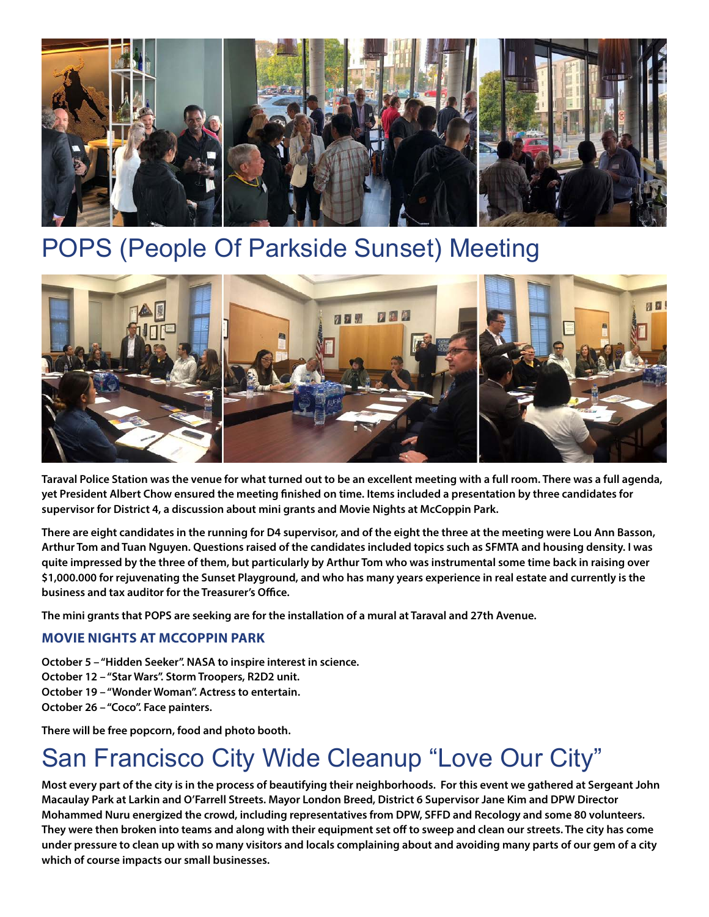# POPS (People Of Parkside Sunset) Meeting

**Taraval Police Station was the venue for what turned out to be an excellent meeting with a full room. There was a full agenda, yet President Albert Chow ensured the meeting finished on time. Items included a presentation by three candidates for supervisor for District 4, a discussion about mini grants and Movie Nights at McCoppin Park.**

**There are eight candidates in the running for D4 supervisor, and of the eight the three at the meeting were Lou Ann Basson, Arthur Tom and Tuan Nguyen. Questions raised of the candidates included topics such as SFMTA and housing density. I was quite impressed by the three of them, but particularly by Arthur Tom who was instrumental some time back in raising over $1,000.000 for rejuvenating the Sunset Playground, and who has many years experience in real estate and currently is the business and tax auditor for the Treasurer's Office.**

**The mini grants that POPS are seeking are for the installation of a mural at Taraval and 27th Avenue.**

### MOVIE NIGHTS AT MCCOPPIN PARK

**October 5 – "Hidden Seeker". NASA to inspire interest in science.**
**October 12 – "Star Wars". Storm Troopers, R2D2 unit.**
**October 19 – "Wonder Woman". Actress to entertain.**
**October 26 – "Coco". Face painters.**

**There will be free popcorn, food and photo booth.**

# San Francisco City Wide Cleanup "Love Our City"

**Most every part of the city is in the process of beautifying their neighborhoods. For this event we gathered at Sergeant John Macaulay Park at Larkin and O'Farrell Streets. Mayor London Breed, District 6 Supervisor Jane Kim and DPW Director Mohammed Nuru energized the crowd, including representatives from DPW, SFFD and Recology and some 80 volunteers. They were then broken into teams and along with their equipment set off to sweep and clean our streets. The city has come under pressure to clean up with so many visitors and locals complaining about and avoiding many parts of our gem of a city which of course impacts our small businesses.**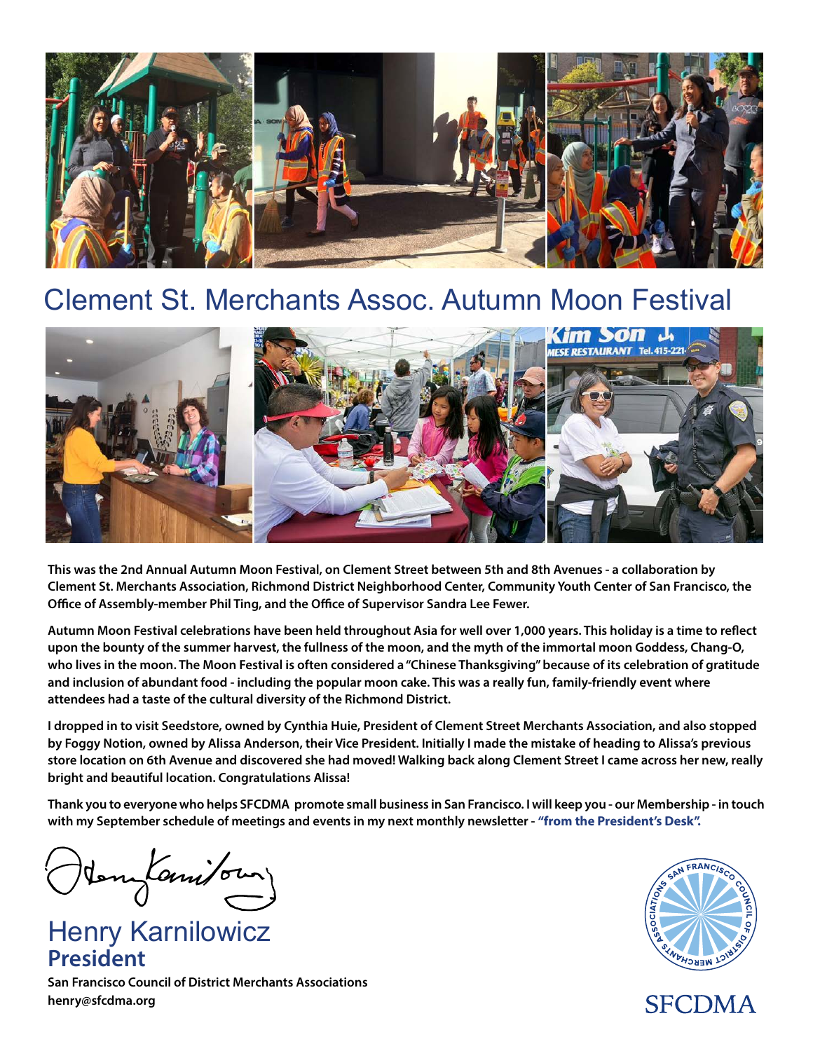## Clement St. Merchants Assoc. Autumn Moon Festival

**This was the 2nd Annual Autumn Moon Festival, on Clement Street between 5th and 8th Avenues - a collaboration by Clement St. Merchants Association, Richmond District Neighborhood Center, Community Youth Center of San Francisco, the Office of Assembly-member Phil Ting, and the Office of Supervisor Sandra Lee Fewer.**

**Autumn Moon Festival celebrations have been held throughout Asia for well over 1,000 years. This holiday is a time to reflect upon the bounty of the summer harvest, the fullness of the moon, and the myth of the immortal moon Goddess, Chang-O, who lives in the moon. The Moon Festival is often considered a "Chinese Thanksgiving" because of its celebration of gratitude and inclusion of abundant food - including the popular moon cake. This was a really fun, family-friendly event where attendees had a taste of the cultural diversity of the Richmond District.**

**I dropped in to visit Seedstore, owned by Cynthia Huie, President of Clement Street Merchants Association, and also stopped by Foggy Notion, owned by Alissa Anderson, their Vice President. Initially I made the mistake of heading to Alissa's previous store location on 6th Avenue and discovered she had moved! Walking back along Clement Street I came across her new, really bright and beautiful location. Congratulations Alissa!**

**Thank you to everyone who helps SFCDMA promote small business in San Francisco. I will keep you - our Membership - in touch with my September schedule of meetings and events in my next monthly newsletter - "from the President's Desk".**

Henry Karnilowicz
**President**

**San Francisco Council of District Merchants Associations**
**henry@sfcdma.org**

SFCDMA